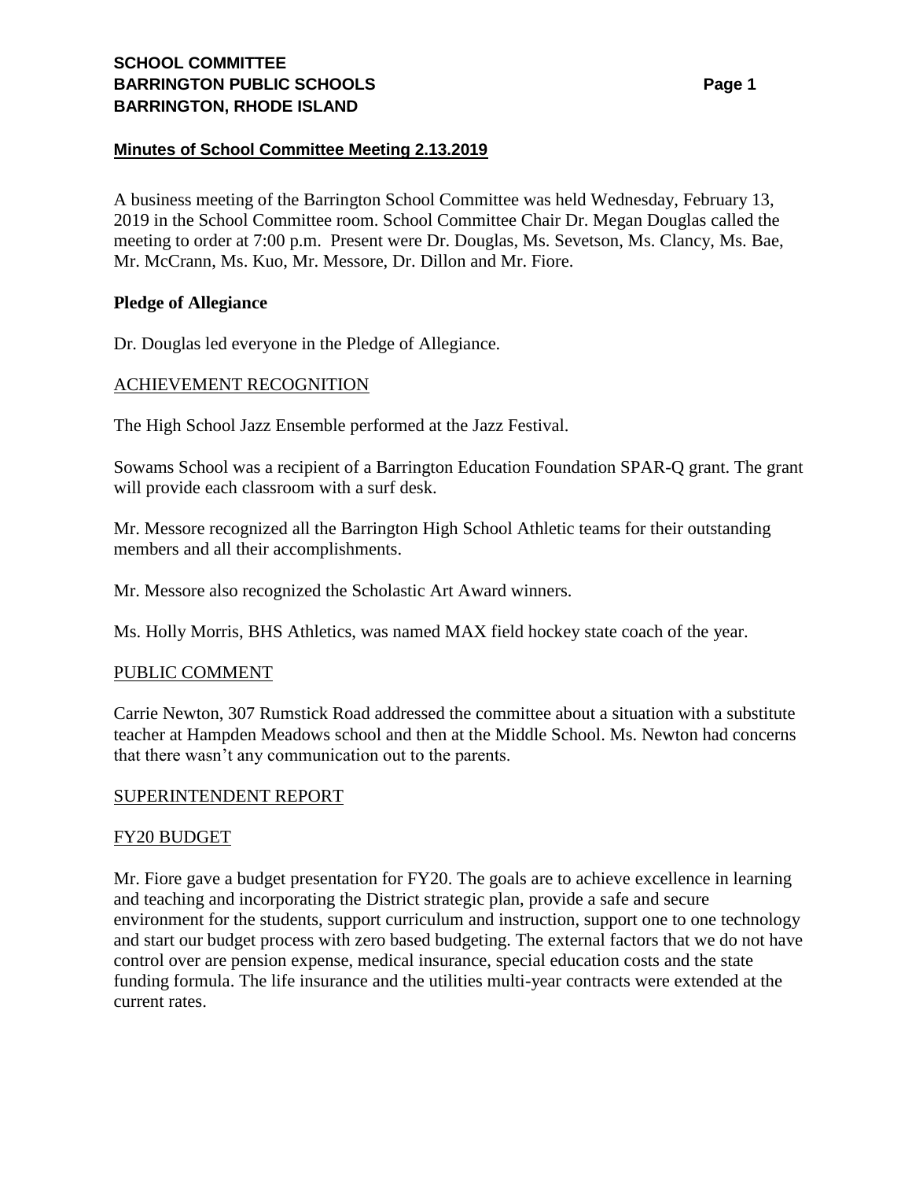## SCHOOL COMMITTEE
## BARRINGTON PUBLIC SCHOOLS
## BARRINGTON, RHODE ISLAND

**Minutes of School Committee Meeting 2.13.2019**

A business meeting of the Barrington School Committee was held Wednesday, February 13, 2019 in the School Committee room. School Committee Chair Dr. Megan Douglas called the meeting to order at 7:00 p.m. Present were Dr. Douglas, Ms. Sevetson, Ms. Clancy, Ms. Bae, Mr. McCrann, Ms. Kuo, Mr. Messore, Dr. Dillon and Mr. Fiore.

**Pledge of Allegiance**

Dr. Douglas led everyone in the Pledge of Allegiance.

ACHIEVEMENT RECOGNITION

The High School Jazz Ensemble performed at the Jazz Festival.

Sowams School was a recipient of a Barrington Education Foundation SPAR-Q grant. The grant will provide each classroom with a surf desk.

Mr. Messore recognized all the Barrington High School Athletic teams for their outstanding members and all their accomplishments.

Mr. Messore also recognized the Scholastic Art Award winners.

Ms. Holly Morris, BHS Athletics, was named MAX field hockey state coach of the year.

PUBLIC COMMENT

Carrie Newton, 307 Rumstick Road addressed the committee about a situation with a substitute teacher at Hampden Meadows school and then at the Middle School. Ms. Newton had concerns that there wasn't any communication out to the parents.

SUPERINTENDENT REPORT

FY20 BUDGET

Mr. Fiore gave a budget presentation for FY20. The goals are to achieve excellence in learning and teaching and incorporating the District strategic plan, provide a safe and secure environment for the students, support curriculum and instruction, support one to one technology and start our budget process with zero based budgeting. The external factors that we do not have control over are pension expense, medical insurance, special education costs and the state funding formula. The life insurance and the utilities multi-year contracts were extended at the current rates.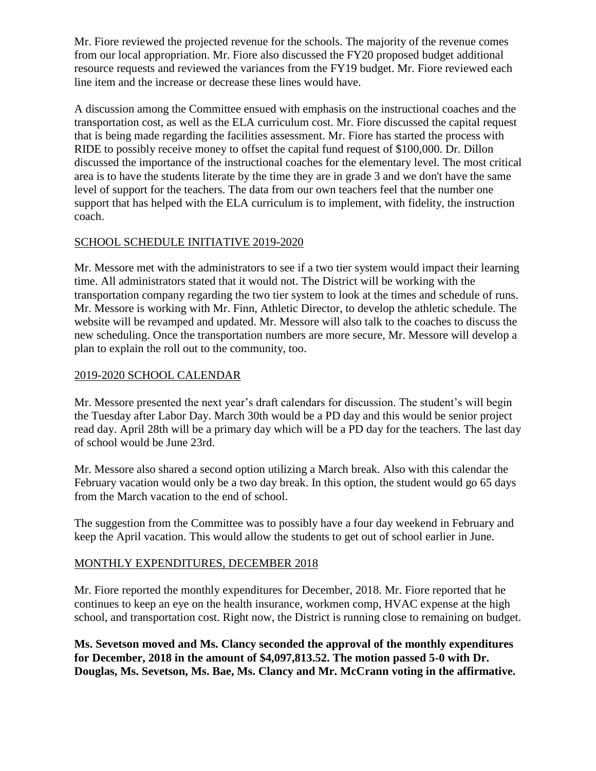Mr. Fiore reviewed the projected revenue for the schools. The majority of the revenue comes from our local appropriation. Mr. Fiore also discussed the FY20 proposed budget additional resource requests and reviewed the variances from the FY19 budget. Mr. Fiore reviewed each line item and the increase or decrease these lines would have.

A discussion among the Committee ensued with emphasis on the instructional coaches and the transportation cost, as well as the ELA curriculum cost. Mr. Fiore discussed the capital request that is being made regarding the facilities assessment. Mr. Fiore has started the process with RIDE to possibly receive money to offset the capital fund request of $100,000. Dr. Dillon discussed the importance of the instructional coaches for the elementary level. The most critical area is to have the students literate by the time they are in grade 3 and we don't have the same level of support for the teachers. The data from our own teachers feel that the number one support that has helped with the ELA curriculum is to implement, with fidelity, the instruction coach.

<u>SCHOOL SCHEDULE INITIATIVE 2019-2020</u>

Mr. Messore met with the administrators to see if a two tier system would impact their learning time. All administrators stated that it would not. The District will be working with the transportation company regarding the two tier system to look at the times and schedule of runs. Mr. Messore is working with Mr. Finn, Athletic Director, to develop the athletic schedule. The website will be revamped and updated. Mr. Messore will also talk to the coaches to discuss the new scheduling. Once the transportation numbers are more secure, Mr. Messore will develop a plan to explain the roll out to the community, too.

<u>2019-2020 SCHOOL CALENDAR</u>

Mr. Messore presented the next year's draft calendars for discussion. The student's will begin the Tuesday after Labor Day. March 30th would be a PD day and this would be senior project read day. April 28th will be a primary day which will be a PD day for the teachers. The last day of school would be June 23rd.

Mr. Messore also shared a second option utilizing a March break. Also with this calendar the February vacation would only be a two day break. In this option, the student would go 65 days from the March vacation to the end of school.

The suggestion from the Committee was to possibly have a four day weekend in February and keep the April vacation. This would allow the students to get out of school earlier in June.

<u>MONTHLY EXPENDITURES, DECEMBER 2018</u>

Mr. Fiore reported the monthly expenditures for December, 2018. Mr. Fiore reported that he continues to keep an eye on the health insurance, workmen comp, HVAC expense at the high school, and transportation cost. Right now, the District is running close to remaining on budget.

**Ms. Sevetson moved and Ms. Clancy seconded the approval of the monthly expenditures for December, 2018 in the amount of $4,097,813.52. The motion passed 5-0 with Dr. Douglas, Ms. Sevetson, Ms. Bae, Ms. Clancy and Mr. McCrann voting in the affirmative.**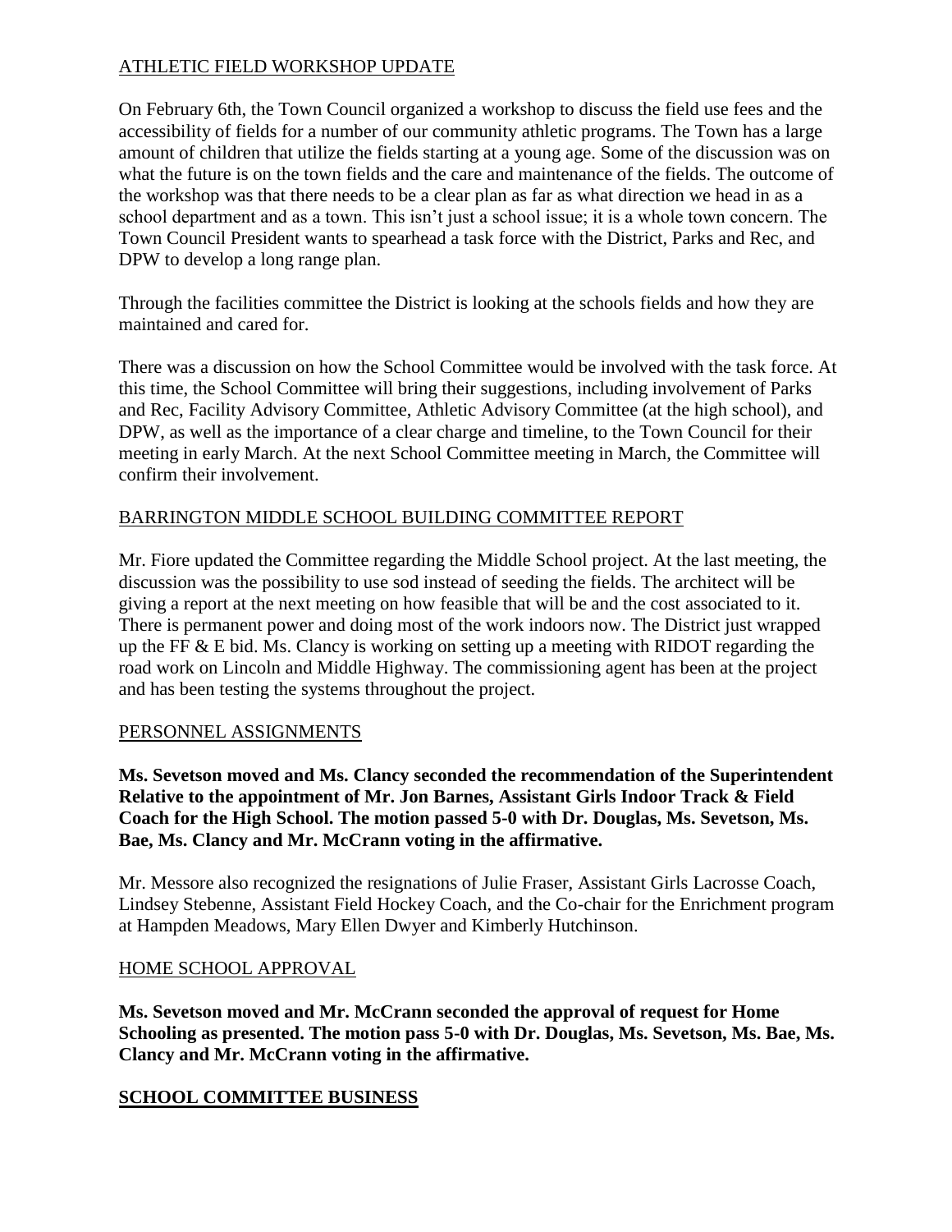## ATHLETIC FIELD WORKSHOP UPDATE

On February 6th, the Town Council organized a workshop to discuss the field use fees and the accessibility of fields for a number of our community athletic programs. The Town has a large amount of children that utilize the fields starting at a young age. Some of the discussion was on what the future is on the town fields and the care and maintenance of the fields. The outcome of the workshop was that there needs to be a clear plan as far as what direction we head in as a school department and as a town. This isn't just a school issue; it is a whole town concern. The Town Council President wants to spearhead a task force with the District, Parks and Rec, and DPW to develop a long range plan.

Through the facilities committee the District is looking at the schools fields and how they are maintained and cared for.

There was a discussion on how the School Committee would be involved with the task force. At this time, the School Committee will bring their suggestions, including involvement of Parks and Rec, Facility Advisory Committee, Athletic Advisory Committee (at the high school), and DPW, as well as the importance of a clear charge and timeline, to the Town Council for their meeting in early March. At the next School Committee meeting in March, the Committee will confirm their involvement.

## BARRINGTON MIDDLE SCHOOL BUILDING COMMITTEE REPORT

Mr. Fiore updated the Committee regarding the Middle School project. At the last meeting, the discussion was the possibility to use sod instead of seeding the fields. The architect will be giving a report at the next meeting on how feasible that will be and the cost associated to it. There is permanent power and doing most of the work indoors now. The District just wrapped up the FF & E bid. Ms. Clancy is working on setting up a meeting with RIDOT regarding the road work on Lincoln and Middle Highway. The commissioning agent has been at the project and has been testing the systems throughout the project.

## PERSONNEL ASSIGNMENTS

**Ms. Sevetson moved and Ms. Clancy seconded the recommendation of the Superintendent Relative to the appointment of Mr. Jon Barnes, Assistant Girls Indoor Track & Field Coach for the High School. The motion passed 5-0 with Dr. Douglas, Ms. Sevetson, Ms. Bae, Ms. Clancy and Mr. McCrann voting in the affirmative.**

Mr. Messore also recognized the resignations of Julie Fraser, Assistant Girls Lacrosse Coach, Lindsey Stebenne, Assistant Field Hockey Coach, and the Co-chair for the Enrichment program at Hampden Meadows, Mary Ellen Dwyer and Kimberly Hutchinson.

## HOME SCHOOL APPROVAL

**Ms. Sevetson moved and Mr. McCrann seconded the approval of request for Home Schooling as presented. The motion pass 5-0 with Dr. Douglas, Ms. Sevetson, Ms. Bae, Ms. Clancy and Mr. McCrann voting in the affirmative.**

## SCHOOL COMMITTEE BUSINESS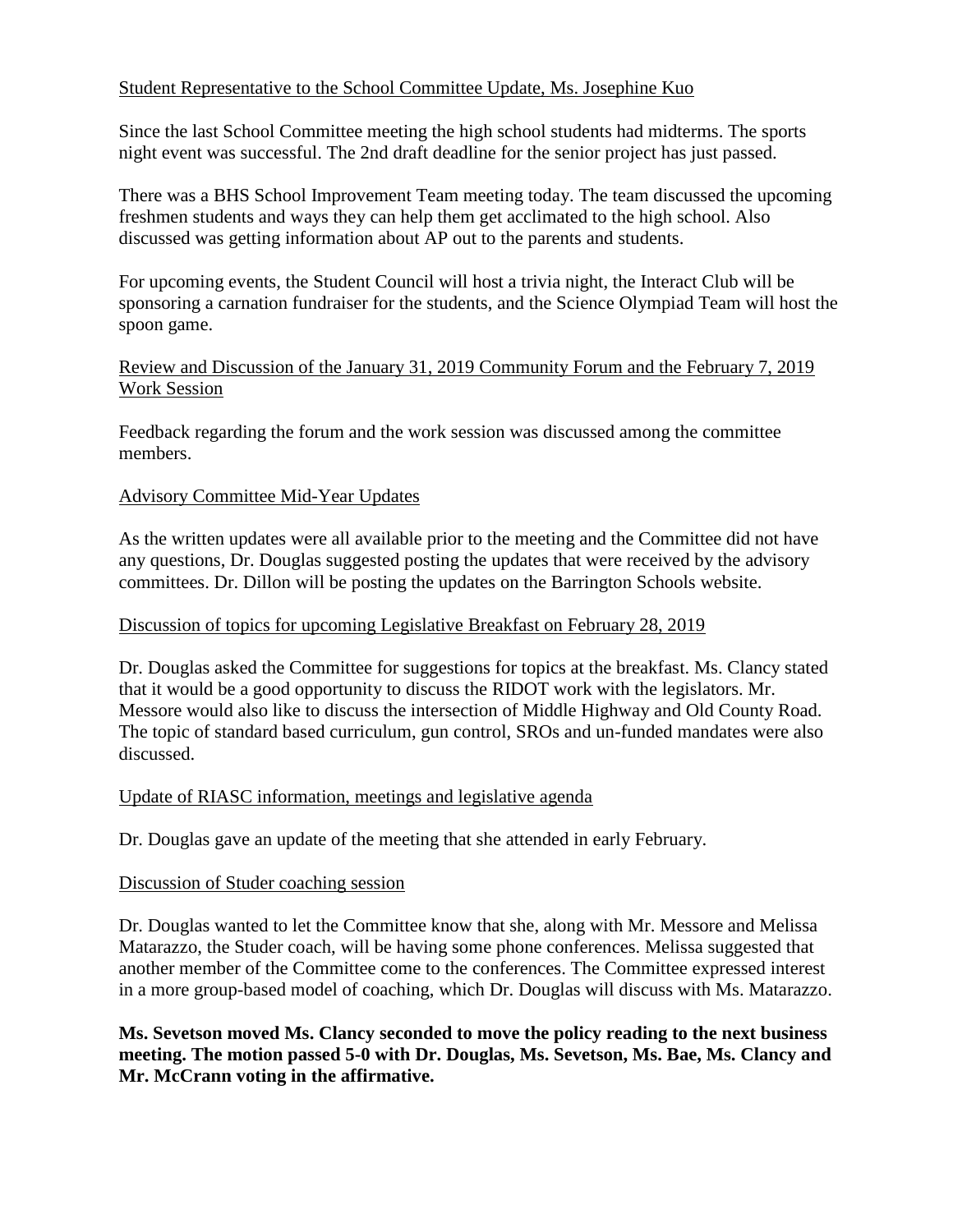Student Representative to the School Committee Update, Ms. Josephine Kuo

Since the last School Committee meeting the high school students had midterms. The sports night event was successful. The 2nd draft deadline for the senior project has just passed.

There was a BHS School Improvement Team meeting today. The team discussed the upcoming freshmen students and ways they can help them get acclimated to the high school. Also discussed was getting information about AP out to the parents and students.

For upcoming events, the Student Council will host a trivia night, the Interact Club will be sponsoring a carnation fundraiser for the students, and the Science Olympiad Team will host the spoon game.

Review and Discussion of the January 31, 2019 Community Forum and the February 7, 2019 Work Session

Feedback regarding the forum and the work session was discussed among the committee members.

Advisory Committee Mid-Year Updates

As the written updates were all available prior to the meeting and the Committee did not have any questions, Dr. Douglas suggested posting the updates that were received by the advisory committees. Dr. Dillon will be posting the updates on the Barrington Schools website.

Discussion of topics for upcoming Legislative Breakfast on February 28, 2019

Dr. Douglas asked the Committee for suggestions for topics at the breakfast. Ms. Clancy stated that it would be a good opportunity to discuss the RIDOT work with the legislators. Mr. Messore would also like to discuss the intersection of Middle Highway and Old County Road. The topic of standard based curriculum, gun control, SROs and un-funded mandates were also discussed.

Update of RIASC information, meetings and legislative agenda

Dr. Douglas gave an update of the meeting that she attended in early February.

Discussion of Studer coaching session

Dr. Douglas wanted to let the Committee know that she, along with Mr. Messore and Melissa Matarazzo, the Studer coach, will be having some phone conferences. Melissa suggested that another member of the Committee come to the conferences. The Committee expressed interest in a more group-based model of coaching, which Dr. Douglas will discuss with Ms. Matarazzo.

**Ms. Sevetson moved Ms. Clancy seconded to move the policy reading to the next business meeting. The motion passed 5-0 with Dr. Douglas, Ms. Sevetson, Ms. Bae, Ms. Clancy and Mr. McCrann voting in the affirmative.**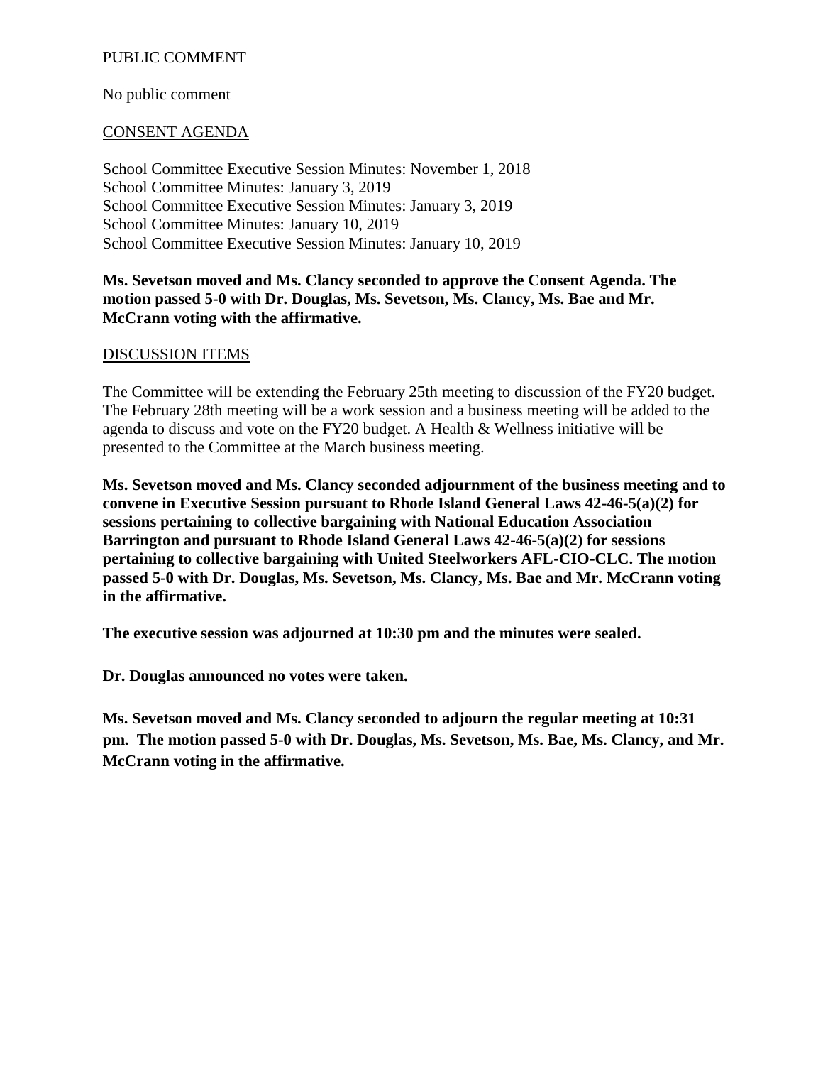PUBLIC COMMENT

No public comment

CONSENT AGENDA

School Committee Executive Session Minutes: November 1, 2018
School Committee Minutes: January 3, 2019
School Committee Executive Session Minutes: January 3, 2019
School Committee Minutes: January 10, 2019
School Committee Executive Session Minutes: January 10, 2019

**Ms. Sevetson moved and Ms. Clancy seconded to approve the Consent Agenda. The motion passed 5-0 with Dr. Douglas, Ms. Sevetson, Ms. Clancy, Ms. Bae and Mr. McCrann voting with the affirmative.**

DISCUSSION ITEMS

The Committee will be extending the February 25th meeting to discussion of the FY20 budget. The February 28th meeting will be a work session and a business meeting will be added to the agenda to discuss and vote on the FY20 budget. A Health & Wellness initiative will be presented to the Committee at the March business meeting.

**Ms. Sevetson moved and Ms. Clancy seconded adjournment of the business meeting and to convene in Executive Session pursuant to Rhode Island General Laws 42-46-5(a)(2) for sessions pertaining to collective bargaining with National Education Association Barrington and pursuant to Rhode Island General Laws 42-46-5(a)(2) for sessions pertaining to collective bargaining with United Steelworkers AFL-CIO-CLC. The motion passed 5-0 with Dr. Douglas, Ms. Sevetson, Ms. Clancy, Ms. Bae and Mr. McCrann voting in the affirmative.**

**The executive session was adjourned at 10:30 pm and the minutes were sealed.**

**Dr. Douglas announced no votes were taken.**

**Ms. Sevetson moved and Ms. Clancy seconded to adjourn the regular meeting at 10:31 pm. The motion passed 5-0 with Dr. Douglas, Ms. Sevetson, Ms. Bae, Ms. Clancy, and Mr. McCrann voting in the affirmative.**